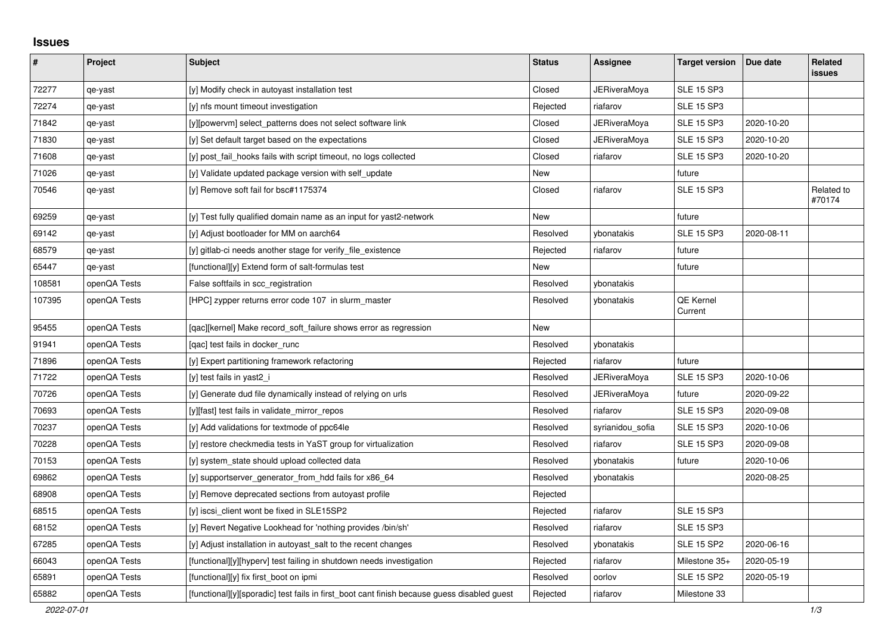# Issues

| # | Project | Subject | Status | Assignee | Target version | Due date | Related issues |
|---|---|---|---|---|---|---|---|
| 72277 | qe-yast | [y] Modify check in autoyast installation test | Closed | JERiveraMoya | SLE 15 SP3 | | |
| 72274 | qe-yast | [y] nfs mount timeout investigation | Rejected | riafarov | SLE 15 SP3 | | |
| 71842 | qe-yast | [y][powervm] select_patterns does not select software link | Closed | JERiveraMoya | SLE 15 SP3 | 2020-10-20 | |
| 71830 | qe-yast | [y] Set default target based on the expectations | Closed | JERiveraMoya | SLE 15 SP3 | 2020-10-20 | |
| 71608 | qe-yast | [y] post_fail_hooks fails with script timeout, no logs collected | Closed | riafarov | SLE 15 SP3 | 2020-10-20 | |
| 71026 | qe-yast | [y] Validate updated package version with self_update | New | | future | | |
| 70546 | qe-yast | [y] Remove soft fail for bsc#1175374 | Closed | riafarov | SLE 15 SP3 | | Related to #70174 |
| 69259 | qe-yast | [y] Test fully qualified domain name as an input for yast2-network | New | | future | | |
| 69142 | qe-yast | [y] Adjust bootloader for MM on aarch64 | Resolved | ybonatakis | SLE 15 SP3 | 2020-08-11 | |
| 68579 | qe-yast | [y] gitlab-ci needs another stage for verify_file_existence | Rejected | riafarov | future | | |
| 65447 | qe-yast | [functional][y] Extend form of salt-formulas test | New | | future | | |
| 108581 | openQA Tests | False softfails in scc_registration | Resolved | ybonatakis | | | |
| 107395 | openQA Tests | [HPC] zypper returns error code 107 in slurm_master | Resolved | ybonatakis | QE Kernel Current | | |
| 95455 | openQA Tests | [qac][kernel] Make record_soft_failure shows error as regression | New | | | | |
| 91941 | openQA Tests | [qac] test fails in docker_runc | Resolved | ybonatakis | | | |
| 71896 | openQA Tests | [y] Expert partitioning framework refactoring | Rejected | riafarov | future | | |
| 71722 | openQA Tests | [y] test fails in yast2_i | Resolved | JERiveraMoya | SLE 15 SP3 | 2020-10-06 | |
| 70726 | openQA Tests | [y] Generate dud file dynamically instead of relying on urls | Resolved | JERiveraMoya | future | 2020-09-22 | |
| 70693 | openQA Tests | [y][fast] test fails in validate_mirror_repos | Resolved | riafarov | SLE 15 SP3 | 2020-09-08 | |
| 70237 | openQA Tests | [y] Add validations for textmode of ppc64le | Resolved | syrianidou_sofia | SLE 15 SP3 | 2020-10-06 | |
| 70228 | openQA Tests | [y] restore checkmedia tests in YaST group for virtualization | Resolved | riafarov | SLE 15 SP3 | 2020-09-08 | |
| 70153 | openQA Tests | [y] system_state should upload collected data | Resolved | ybonatakis | future | 2020-10-06 | |
| 69862 | openQA Tests | [y] supportserver_generator_from_hdd fails for x86_64 | Resolved | ybonatakis | | 2020-08-25 | |
| 68908 | openQA Tests | [y] Remove deprecated sections from autoyast profile | Rejected | | | | |
| 68515 | openQA Tests | [y] iscsi_client wont be fixed in SLE15SP2 | Rejected | riafarov | SLE 15 SP3 | | |
| 68152 | openQA Tests | [y] Revert Negative Lookhead for 'nothing provides /bin/sh' | Resolved | riafarov | SLE 15 SP3 | | |
| 67285 | openQA Tests | [y] Adjust installation in autoyast_salt to the recent changes | Resolved | ybonatakis | SLE 15 SP2 | 2020-06-16 | |
| 66043 | openQA Tests | [functional][y][hyperv] test failing in shutdown needs investigation | Rejected | riafarov | Milestone 35+ | 2020-05-19 | |
| 65891 | openQA Tests | [functional][y] fix first_boot on ipmi | Resolved | oorlov | SLE 15 SP2 | 2020-05-19 | |
| 65882 | openQA Tests | [functional][y][sporadic] test fails in first_boot cant finish because guess disabled guest | Rejected | riafarov | Milestone 33 | | |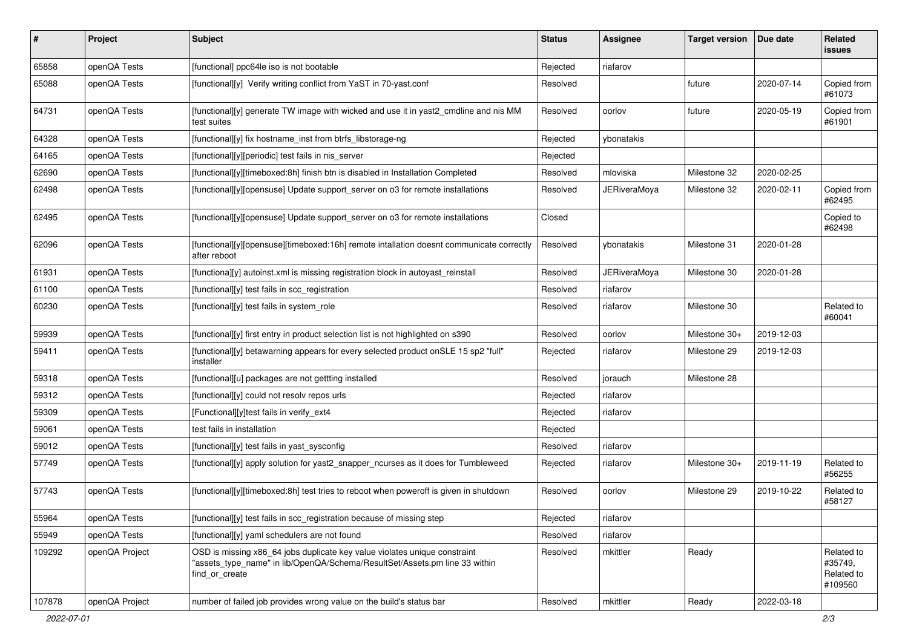| # | Project | Subject | Status | Assignee | Target version | Due date | Related issues |
|---|---|---|---|---|---|---|---|
| 65858 | openQA Tests | [functional] ppc64le iso is not bootable | Rejected | riafarov | | | |
| 65088 | openQA Tests | [functional][y]  Verify writing conflict from YaST in 70-yast.conf | Resolved | | future | 2020-07-14 | Copied from #61073 |
| 64731 | openQA Tests | [functional][y] generate TW image with wicked and use it in yast2_cmdline and nis MM test suites | Resolved | oorlov | future | 2020-05-19 | Copied from #61901 |
| 64328 | openQA Tests | [functional][y] fix hostname_inst from btrfs_libstorage-ng | Rejected | ybonatakis | | | |
| 64165 | openQA Tests | [functional][y][periodic] test fails in nis_server | Rejected | | | | |
| 62690 | openQA Tests | [functional][y][timeboxed:8h] finish btn is disabled in Installation Completed | Resolved | mloviska | Milestone 32 | 2020-02-25 | |
| 62498 | openQA Tests | [functional][y][opensuse] Update support_server on o3 for remote installations | Resolved | JERiveraMoya | Milestone 32 | 2020-02-11 | Copied from #62495 |
| 62495 | openQA Tests | [functional][y][opensuse] Update support_server on o3 for remote installations | Closed | | | | Copied to #62498 |
| 62096 | openQA Tests | [functional][y][opensuse][timeboxed:16h] remote intallation doesnt communicate correctly after reboot | Resolved | ybonatakis | Milestone 31 | 2020-01-28 | |
| 61931 | openQA Tests | [functiona][y] autoinst.xml is missing registration block in autoyast_reinstall | Resolved | JERiveraMoya | Milestone 30 | 2020-01-28 | |
| 61100 | openQA Tests | [functional][y] test fails in scc_registration | Resolved | riafarov | | | |
| 60230 | openQA Tests | [functional][y] test fails in system_role | Resolved | riafarov | Milestone 30 | | Related to #60041 |
| 59939 | openQA Tests | [functional][y] first entry in product selection list is not highlighted on s390 | Resolved | oorlov | Milestone 30+ | 2019-12-03 | |
| 59411 | openQA Tests | [functional][y] betawarning appears for every selected product onSLE 15 sp2 "full" installer | Rejected | riafarov | Milestone 29 | 2019-12-03 | |
| 59318 | openQA Tests | [functional][u] packages are not gettting installed | Resolved | jorauch | Milestone 28 | | |
| 59312 | openQA Tests | [functional][y] could not resolv repos urls | Rejected | riafarov | | | |
| 59309 | openQA Tests | [Functional][y]test fails in verify_ext4 | Rejected | riafarov | | | |
| 59061 | openQA Tests | test fails in installation | Rejected | | | | |
| 59012 | openQA Tests | [functional][y] test fails in yast_sysconfig | Resolved | riafarov | | | |
| 57749 | openQA Tests | [functional][y] apply solution for yast2_snapper_ncurses as it does for Tumbleweed | Rejected | riafarov | Milestone 30+ | 2019-11-19 | Related to #56255 |
| 57743 | openQA Tests | [functional][y][timeboxed:8h] test tries to reboot when poweroff is given in shutdown | Resolved | oorlov | Milestone 29 | 2019-10-22 | Related to #58127 |
| 55964 | openQA Tests | [functional][y] test fails in scc_registration because of missing step | Rejected | riafarov | | | |
| 55949 | openQA Tests | [functional][y] yaml schedulers are not found | Resolved | riafarov | | | |
| 109292 | openQA Project | OSD is missing x86_64 jobs duplicate key value violates unique constraint "assets_type_name" in lib/OpenQA/Schema/ResultSet/Assets.pm line 33 within find_or_create | Resolved | mkittler | Ready | | Related to #35749, Related to #109560 |
| 107878 | openQA Project | number of failed job provides wrong value on the build's status bar | Resolved | mkittler | Ready | 2022-03-18 | |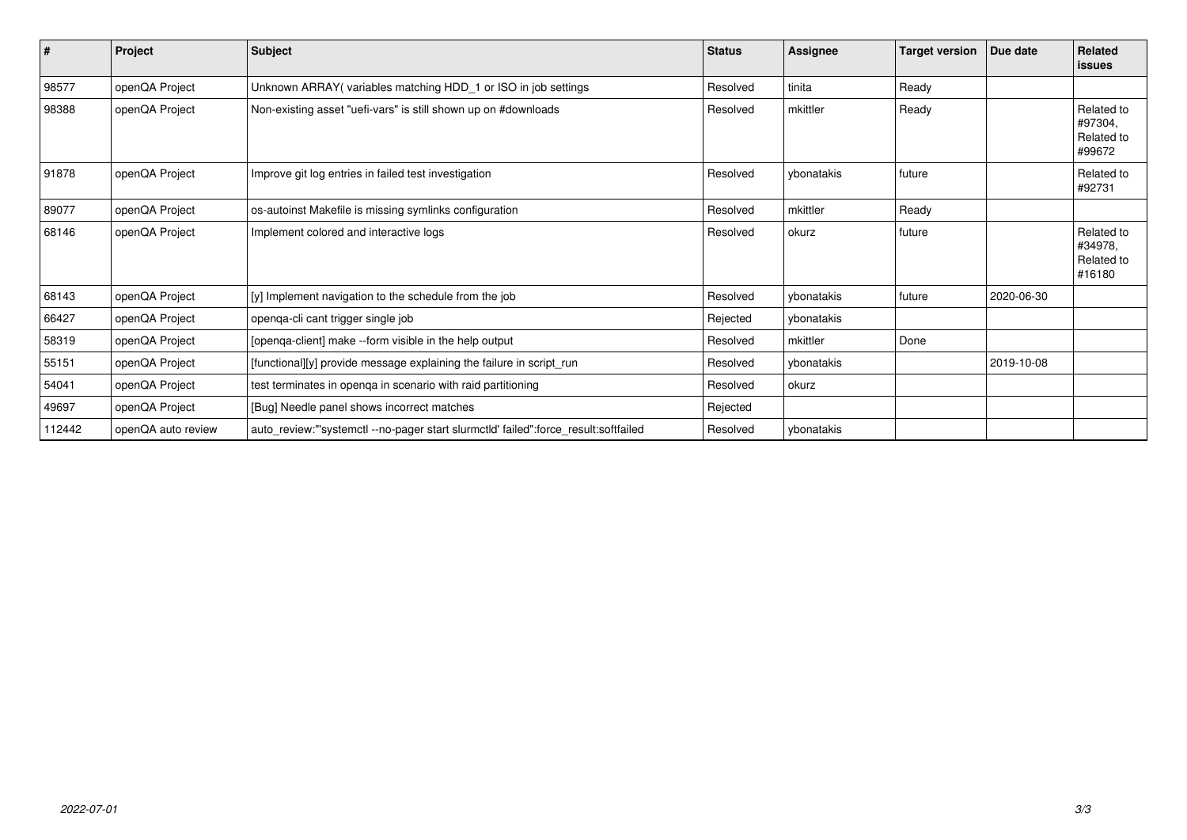| # | Project | Subject | Status | Assignee | Target version | Due date | Related issues |
|---|---|---|---|---|---|---|---|
| 98577 | openQA Project | Unknown ARRAY( variables matching HDD_1 or ISO in job settings | Resolved | tinita | Ready | | |
| 98388 | openQA Project | Non-existing asset "uefi-vars" is still shown up on #downloads | Resolved | mkittler | Ready | | Related to #97304, Related to #99672 |
| 91878 | openQA Project | Improve git log entries in failed test investigation | Resolved | ybonatakis | future | | Related to #92731 |
| 89077 | openQA Project | os-autoinst Makefile is missing symlinks configuration | Resolved | mkittler | Ready | | |
| 68146 | openQA Project | Implement colored and interactive logs | Resolved | okurz | future | | Related to #34978, Related to #16180 |
| 68143 | openQA Project | [y] Implement navigation to the schedule from the job | Resolved | ybonatakis | future | 2020-06-30 | |
| 66427 | openQA Project | openqa-cli cant trigger single job | Rejected | ybonatakis | | | |
| 58319 | openQA Project | [openqa-client] make --form visible in the help output | Resolved | mkittler | Done | | |
| 55151 | openQA Project | [functional][y] provide message explaining the failure in script_run | Resolved | ybonatakis | | 2019-10-08 | |
| 54041 | openQA Project | test terminates in openqa in scenario with raid partitioning | Resolved | okurz | | | |
| 49697 | openQA Project | [Bug] Needle panel shows incorrect matches | Rejected | | | | |
| 112442 | openQA auto review | auto_review:"'systemctl --no-pager start slurmctld' failed":force_result:softfailed | Resolved | ybonatakis | | | |